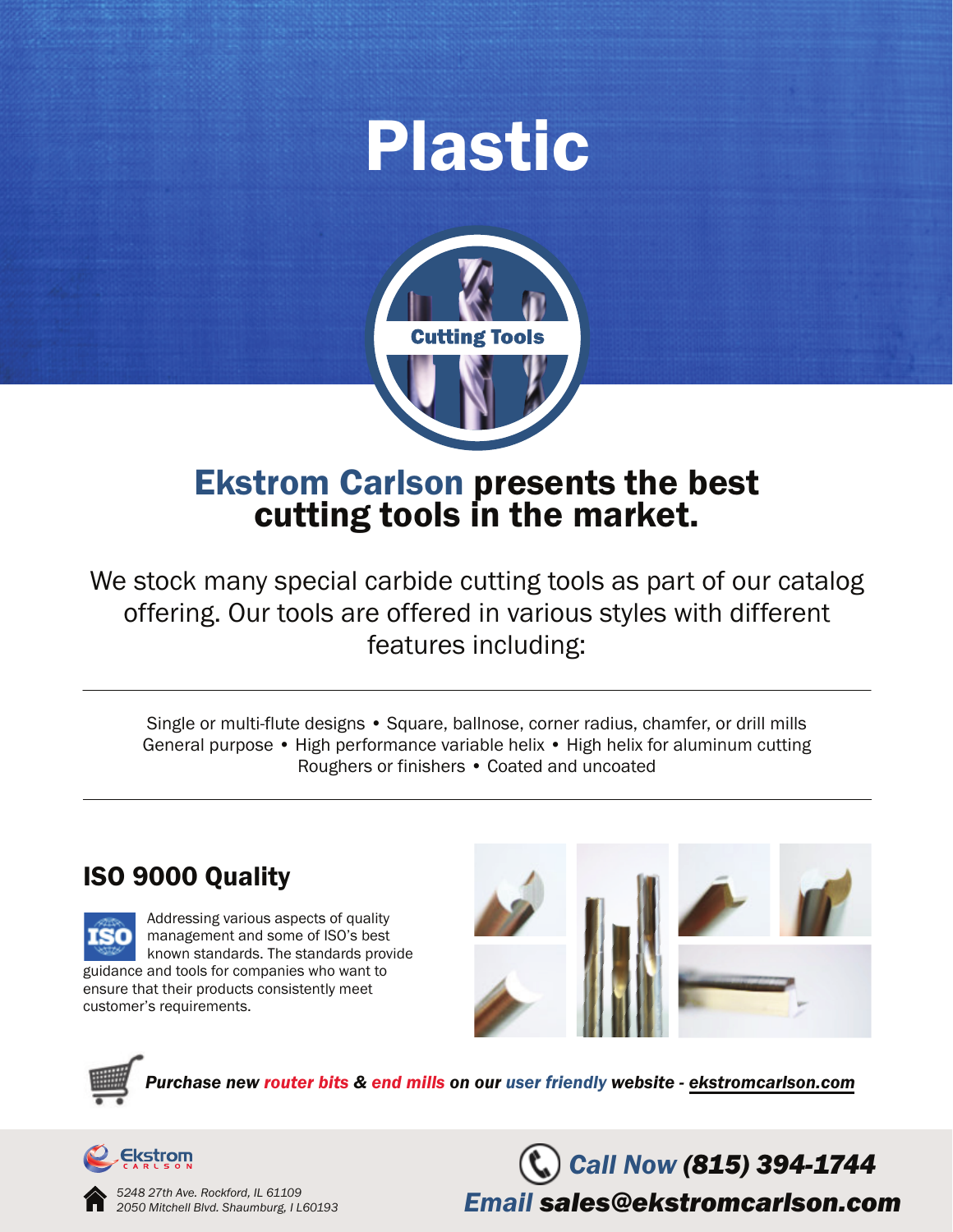# Plastic

Cutting Tools

## Ekstrom Carlson presents the best cutting tools in the market.

We stock many special carbide cutting tools as part of our catalog offering. Our tools are offered in various styles with different features including:

---

Single or multi-flute designs • Square, ballnose, corner radius, chamfer, or drill mills
General purpose • High performance variable helix • High helix for aluminum cutting
Roughers or finishers • Coated and uncoated

---

## ISO 9000 Quality

Addressing various aspects of quality management and some of ISO's best known standards. The standards provide guidance and tools for companies who want to ensure that their products consistently meet customer's requirements.

***Purchase new router bits & end mills on our user friendly website - ekstromcarlson.com***

Ekstrom Carlson

*5248 27th Ave. Rockford, IL 61109*
*2050 Mitchell Blvd. Shaumburg, I L60193*

***Call Now (815) 394-1744***
***Email sales@ekstromcarlson.com***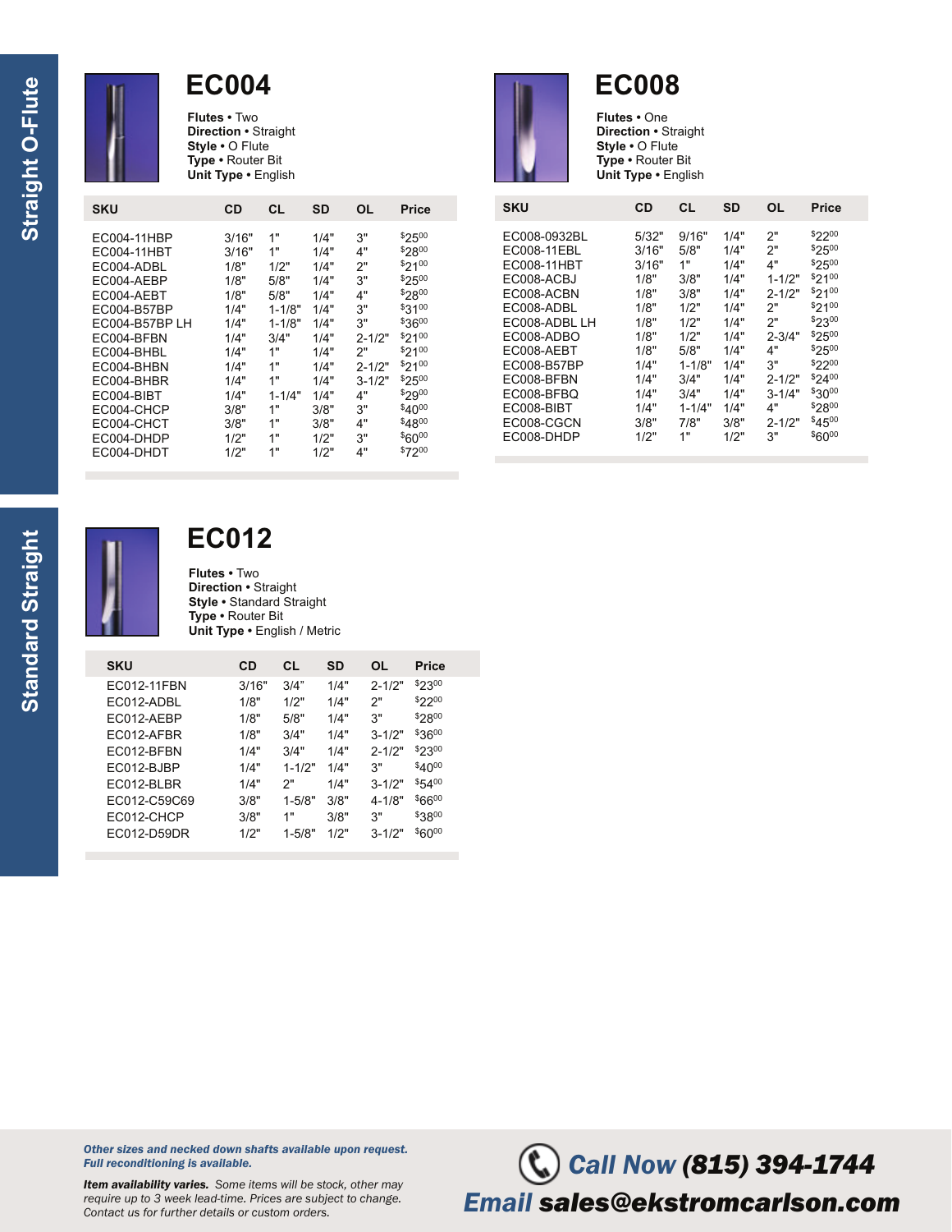## Straight O-Flute

# EC004

**Flutes** • Two
**Direction** • Straight
**Style** • O Flute
**Type** • Router Bit
**Unit Type** • English

| SKU | CD | CL | SD | OL | Price |
|---|---|---|---|---|---|
| EC004-11HBP | 3/16" | 1" | 1/4" | 3" | $25.00 |
| EC004-11HBT | 3/16" | 1" | 1/4" | 4" | $28.00 |
| EC004-ADBL | 1/8" | 1/2" | 1/4" | 2" | $21.00 |
| EC004-AEBP | 1/8" | 5/8" | 1/4" | 3" | $25.00 |
| EC004-AEBT | 1/8" | 5/8" | 1/4" | 4" | $28.00 |
| EC004-B57BP | 1/4" | 1-1/8" | 1/4" | 3" | $31.00 |
| EC004-B57BP LH | 1/4" | 1-1/8" | 1/4" | 3" | $36.00 |
| EC004-BFBN | 1/4" | 3/4" | 1/4" | 2-1/2" | $21.00 |
| EC004-BHBL | 1/4" | 1" | 1/4" | 2" | $21.00 |
| EC004-BHBN | 1/4" | 1" | 1/4" | 2-1/2" | $21.00 |
| EC004-BHBR | 1/4" | 1" | 1/4" | 3-1/2" | $25.00 |
| EC004-BIBT | 1/4" | 1-1/4" | 1/4" | 4" | $29.00 |
| EC004-CHCP | 3/8" | 1" | 3/8" | 3" | $40.00 |
| EC004-CHCT | 3/8" | 1" | 3/8" | 4" | $48.00 |
| EC004-DHDP | 1/2" | 1" | 1/2" | 3" | $60.00 |
| EC004-DHDT | 1/2" | 1" | 1/2" | 4" | $72.00 |

# EC008

**Flutes** • One
**Direction** • Straight
**Style** • O Flute
**Type** • Router Bit
**Unit Type** • English

| SKU | CD | CL | SD | OL | Price |
|---|---|---|---|---|---|
| EC008-0932BL | 5/32" | 9/16" | 1/4" | 2" | $22.00 |
| EC008-11EBL | 3/16" | 5/8" | 1/4" | 2" | $25.00 |
| EC008-11HBT | 3/16" | 1" | 1/4" | 4" | $25.00 |
| EC008-ACBJ | 1/8" | 3/8" | 1/4" | 1-1/2" | $21.00 |
| EC008-ACBN | 1/8" | 3/8" | 1/4" | 2-1/2" | $21.00 |
| EC008-ADBL | 1/8" | 1/2" | 1/4" | 2" | $21.00 |
| EC008-ADBL LH | 1/8" | 1/2" | 1/4" | 2" | $23.00 |
| EC008-ADBO | 1/8" | 1/2" | 1/4" | 2-3/4" | $25.00 |
| EC008-AEBT | 1/8" | 5/8" | 1/4" | 4" | $25.00 |
| EC008-B57BP | 1/4" | 1-1/8" | 1/4" | 3" | $22.00 |
| EC008-BFBN | 1/4" | 3/4" | 1/4" | 2-1/2" | $24.00 |
| EC008-BFBQ | 1/4" | 3/4" | 1/4" | 3-1/4" | $30.00 |
| EC008-BIBT | 1/4" | 1-1/4" | 1/4" | 4" | $28.00 |
| EC008-CGCN | 3/8" | 7/8" | 3/8" | 2-1/2" | $45.00 |
| EC008-DHDP | 1/2" | 1" | 1/2" | 3" | $60.00 |

## Standard Straight

# EC012

**Flutes** • Two
**Direction** • Straight
**Style** • Standard Straight
**Type** • Router Bit
**Unit Type** • English / Metric

| SKU | CD | CL | SD | OL | Price |
|---|---|---|---|---|---|
| EC012-11FBN | 3/16" | 3/4" | 1/4" | 2-1/2" | $23.00 |
| EC012-ADBL | 1/8" | 1/2" | 1/4" | 2" | $22.00 |
| EC012-AEBP | 1/8" | 5/8" | 1/4" | 3" | $28.00 |
| EC012-AFBR | 1/8" | 3/4" | 1/4" | 3-1/2" | $36.00 |
| EC012-BFBN | 1/4" | 3/4" | 1/4" | 2-1/2" | $23.00 |
| EC012-BJBP | 1/4" | 1-1/2" | 1/4" | 3" | $40.00 |
| EC012-BLBR | 1/4" | 2" | 1/4" | 3-1/2" | $54.00 |
| EC012-C59C69 | 3/8" | 1-5/8" | 3/8" | 4-1/8" | $66.00 |
| EC012-CHCP | 3/8" | 1" | 3/8" | 3" | $38.00 |
| EC012-D59DR | 1/2" | 1-5/8" | 1/2" | 3-1/2" | $60.00 |

***Other sizes and necked down shafts available upon request. Full reconditioning is available.***

***Item availability varies.*** *Some items will be stock, other may require up to 3 week lead-time. Prices are subject to change. Contact us for further details or custom orders.*

***Call Now (815) 394-1744***
***Email sales@ekstromcarlson.com***